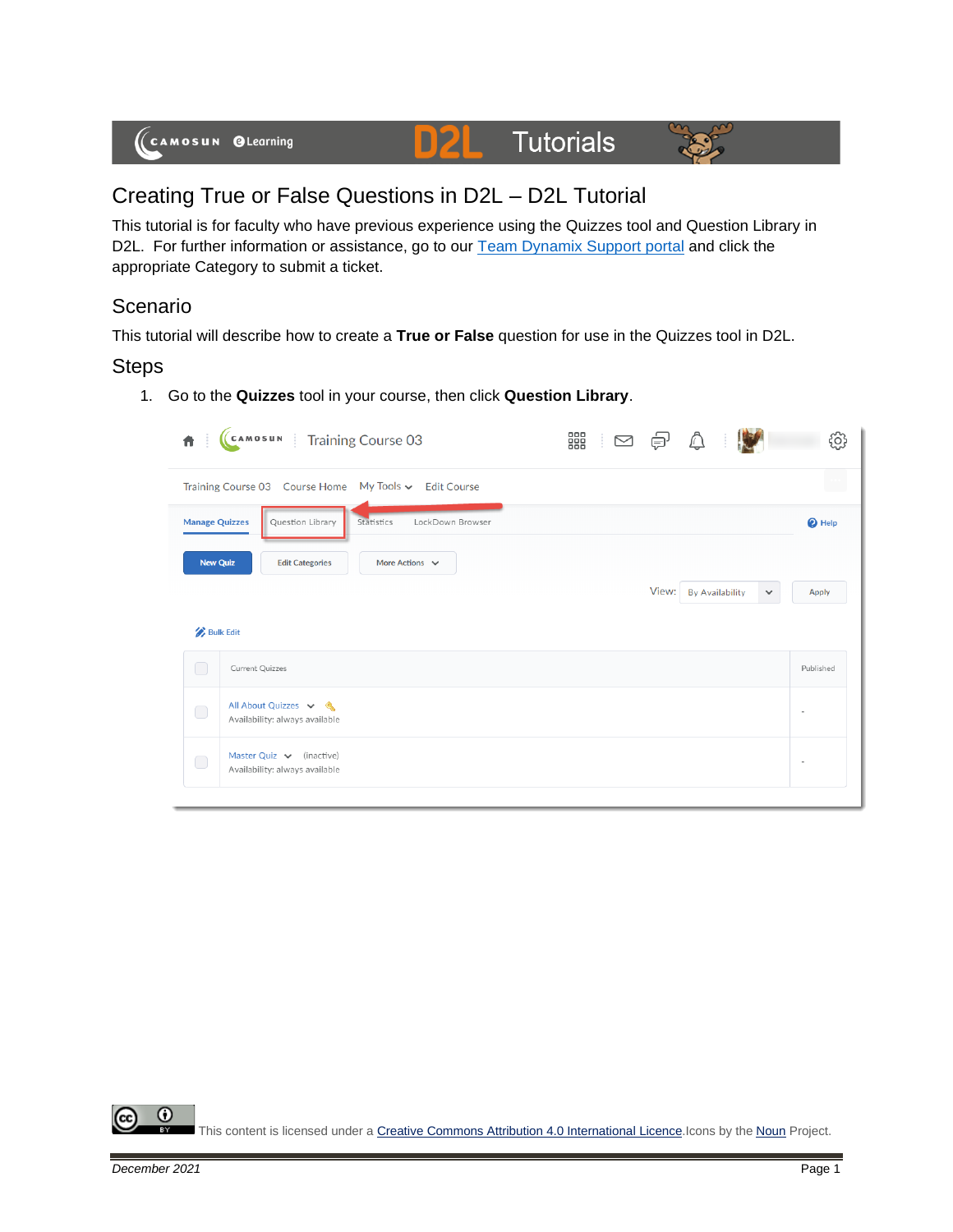# Creating True or False Questions in D2L – D2L Tutorial

This tutorial is for faculty who have previous experience using the Quizzes tool and Question Library in D2L. For further information or assistance, go to our Team Dynamix Support portal and click the appropriate Category to submit a ticket.

## Scenario

This tutorial will describe how to create a **True or False** question for use in the Quizzes tool in D2L.

## Steps

1. Go to the **Quizzes** tool in your course, then click **Question Library**.

This content is licensed under a Creative Commons Attribution 4.0 International Licence. Icons by the Noun Project.

*December 2021*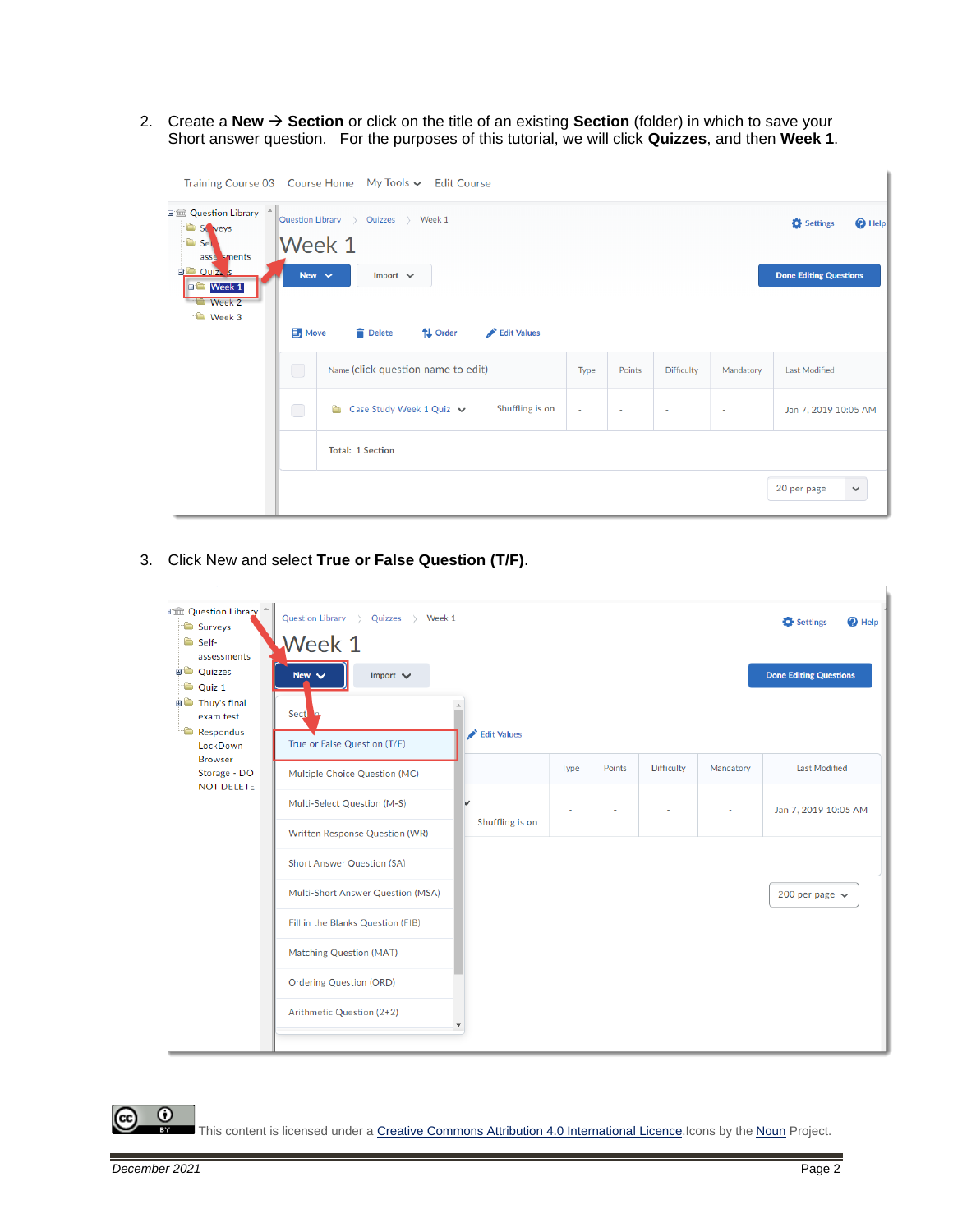2. Create a **New → Section** or click on the title of an existing **Section** (folder) in which to save your Short answer question. For the purposes of this tutorial, we will click **Quizzes**, and then **Week 1**.

3. Click New and select **True or False Question (T/F)**.

This content is licensed under a Creative Commons Attribution 4.0 International Licence. Icons by the Noun Project.

*December 2021*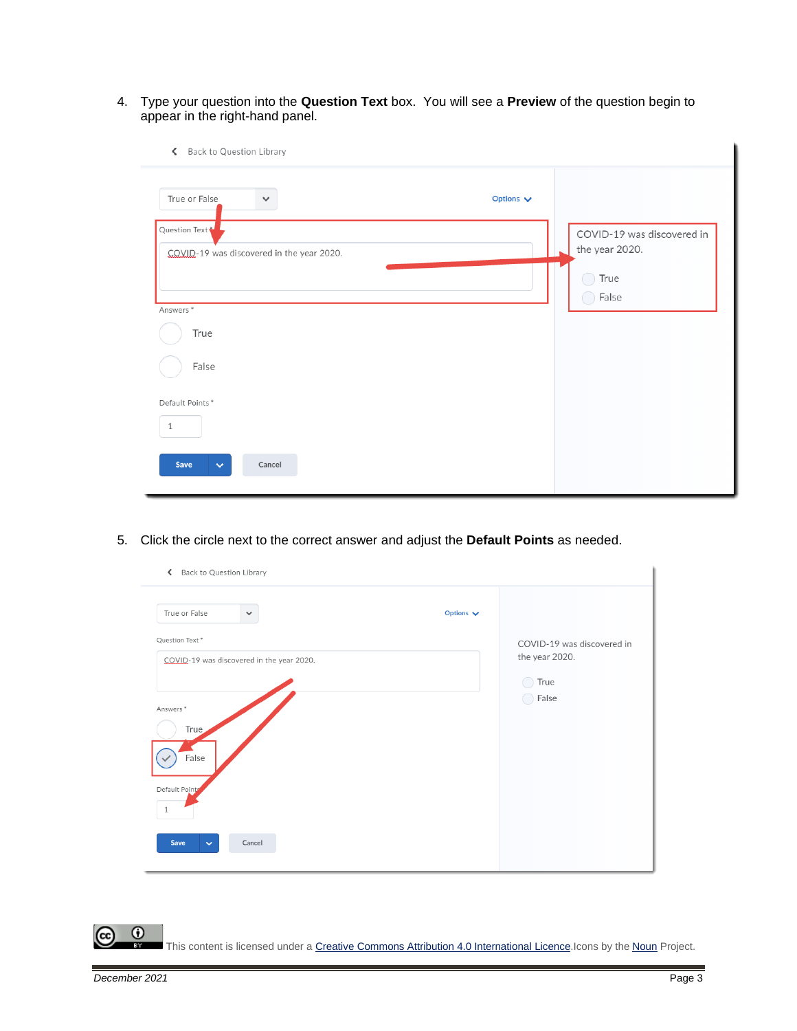4. Type your question into the **Question Text** box. You will see a **Preview** of the question begin to appear in the right-hand panel.

5. Click the circle next to the correct answer and adjust the **Default Points** as needed.

This content is licensed under a [Creative Commons Attribution 4.0 International Licence](). Icons by the [Noun]() Project.

*December 2021*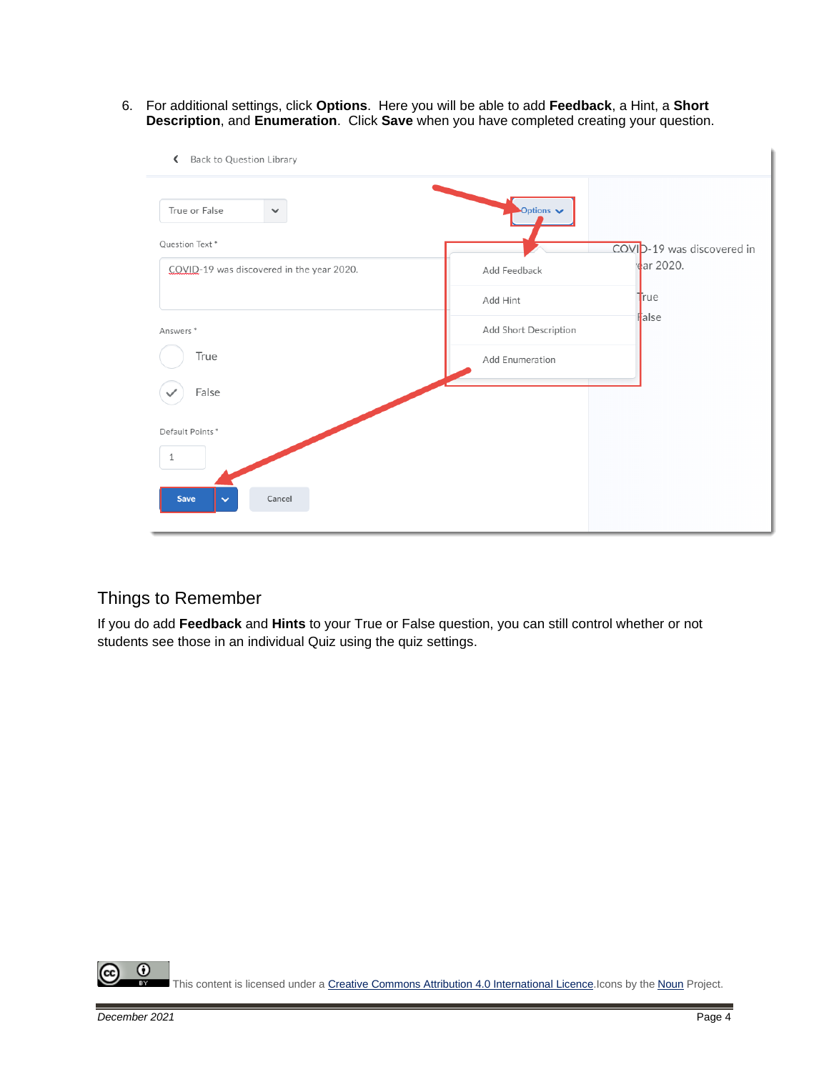6. For additional settings, click **Options**. Here you will be able to add **Feedback**, a Hint, a **Short Description**, and **Enumeration**. Click **Save** when you have completed creating your question.

Back to Question Library

True or False

Options

Question Text *

COVID-19 was discovered in the year 2020.

Add Feedback

Add Hint

Add Short Description

Add Enumeration

COVID-19 was discovered in year 2020.

True

False

Answers *

True

False

Default Points *

1

Save

Cancel

## Things to Remember

If you do add **Feedback** and **Hints** to your True or False question, you can still control whether or not students see those in an individual Quiz using the quiz settings.

This content is licensed under a Creative Commons Attribution 4.0 International Licence. Icons by the Noun Project.

December 2021